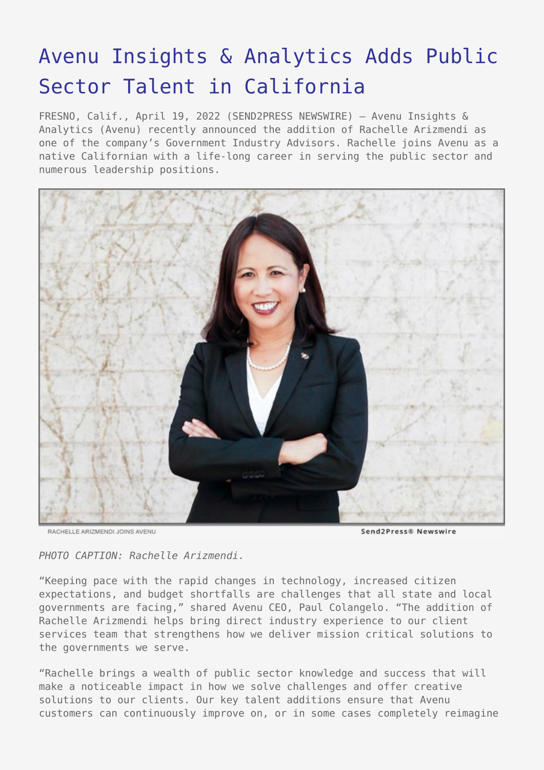# Avenu Insights & Analytics Adds Public Sector Talent in California

FRESNO, Calif., April 19, 2022 (SEND2PRESS NEWSWIRE) — Avenu Insights & Analytics (Avenu) recently announced the addition of Rachelle Arizmendi as one of the company's Government Industry Advisors. Rachelle joins Avenu as a native Californian with a life-long career in serving the public sector and numerous leadership positions.

RACHELLE ARIZMENDI JOINS AVENU

*PHOTO CAPTION: Rachelle Arizmendi.*

"Keeping pace with the rapid changes in technology, increased citizen expectations, and budget shortfalls are challenges that all state and local governments are facing," shared Avenu CEO, Paul Colangelo. "The addition of Rachelle Arizmendi helps bring direct industry experience to our client services team that strengthens how we deliver mission critical solutions to the governments we serve.

"Rachelle brings a wealth of public sector knowledge and success that will make a noticeable impact in how we solve challenges and offer creative solutions to our clients. Our key talent additions ensure that Avenu customers can continuously improve on, or in some cases completely reimagine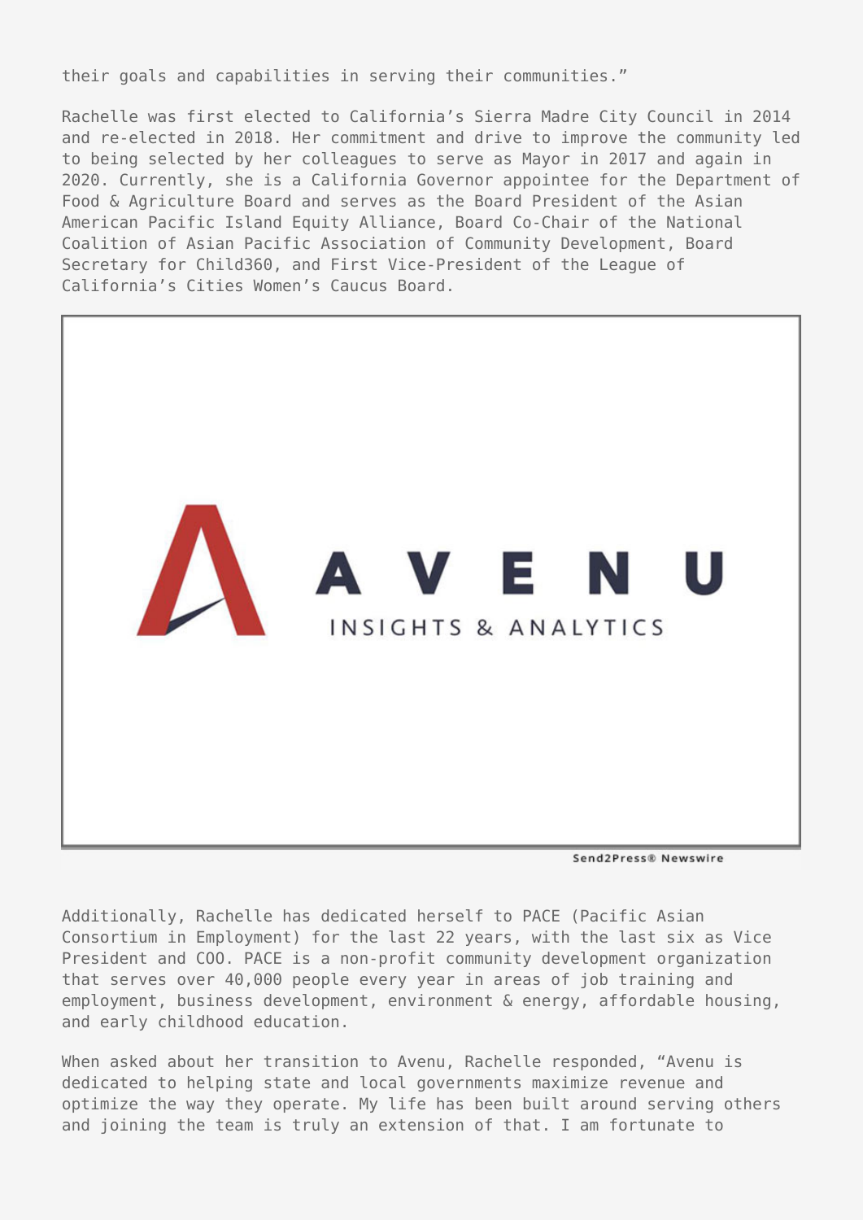their goals and capabilities in serving their communities."

Rachelle was first elected to California's Sierra Madre City Council in 2014 and re-elected in 2018. Her commitment and drive to improve the community led to being selected by her colleagues to serve as Mayor in 2017 and again in 2020. Currently, she is a California Governor appointee for the Department of Food & Agriculture Board and serves as the Board President of the Asian American Pacific Island Equity Alliance, Board Co-Chair of the National Coalition of Asian Pacific Association of Community Development, Board Secretary for Child360, and First Vice-President of the League of California's Cities Women's Caucus Board.

Additionally, Rachelle has dedicated herself to PACE (Pacific Asian Consortium in Employment) for the last 22 years, with the last six as Vice President and COO. PACE is a non-profit community development organization that serves over 40,000 people every year in areas of job training and employment, business development, environment & energy, affordable housing, and early childhood education.

When asked about her transition to Avenu, Rachelle responded, "Avenu is dedicated to helping state and local governments maximize revenue and optimize the way they operate. My life has been built around serving others and joining the team is truly an extension of that. I am fortunate to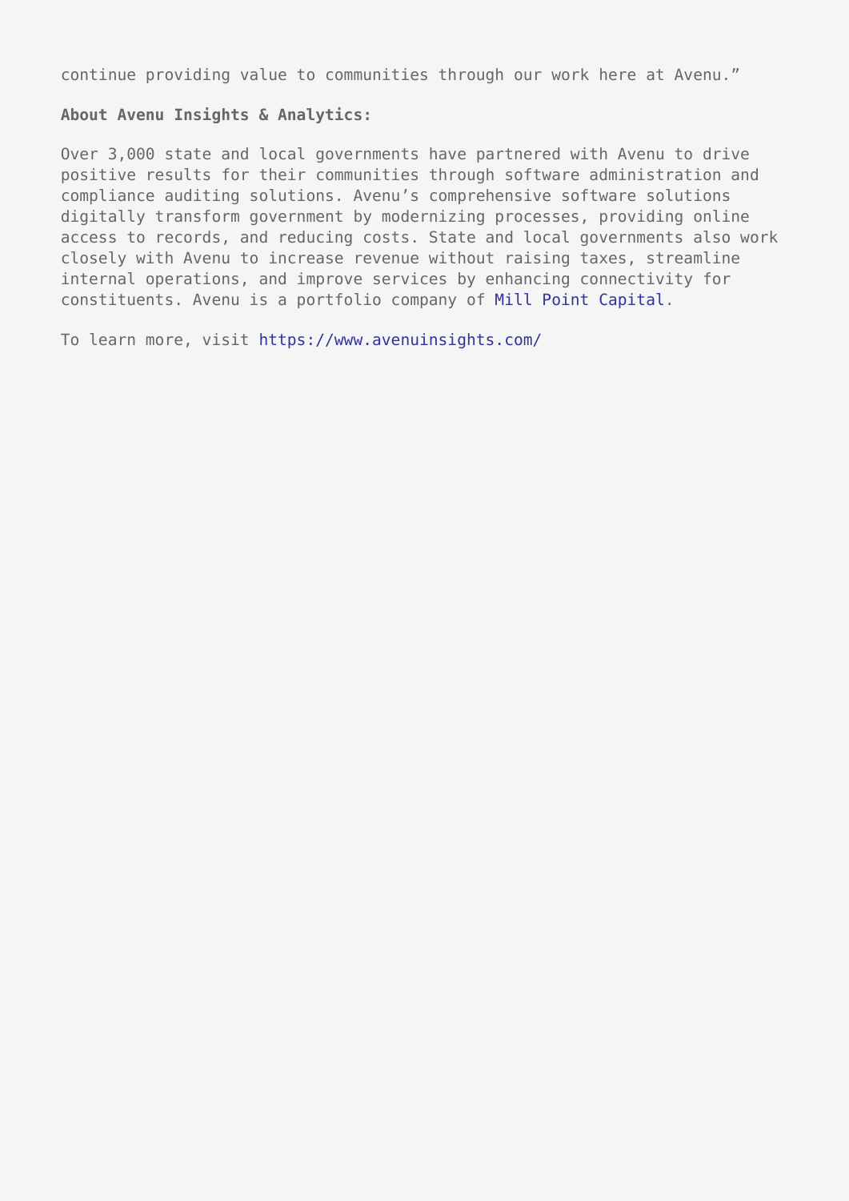continue providing value to communities through our work here at Avenu."

**About Avenu Insights & Analytics:**

Over 3,000 state and local governments have partnered with Avenu to drive positive results for their communities through software administration and compliance auditing solutions. Avenu's comprehensive software solutions digitally transform government by modernizing processes, providing online access to records, and reducing costs. State and local governments also work closely with Avenu to increase revenue without raising taxes, streamline internal operations, and improve services by enhancing connectivity for constituents. Avenu is a portfolio company of Mill Point Capital.

To learn more, visit https://www.avenuinsights.com/